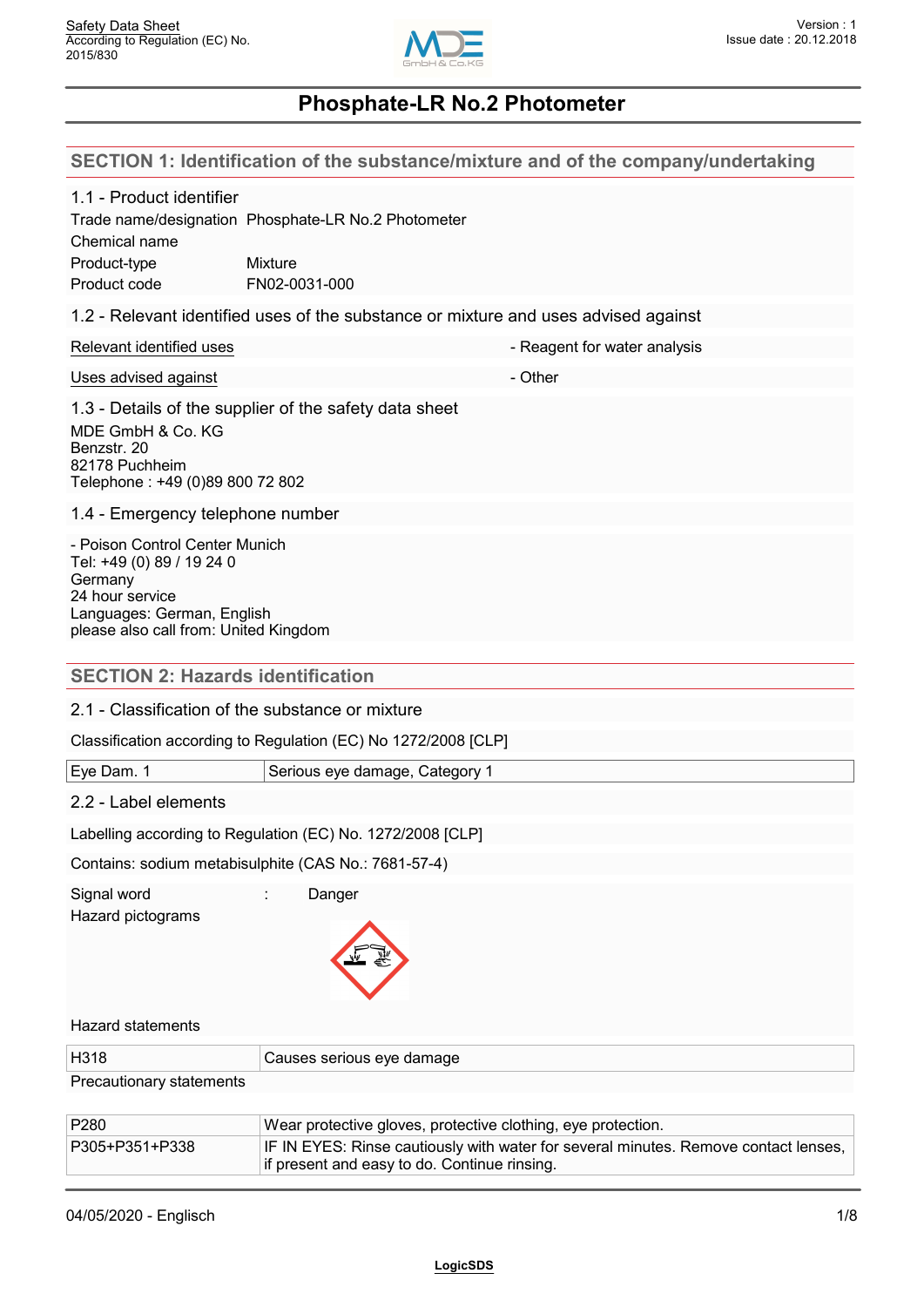# Phosphate-LR No.2 Photometer

## SECTION 1: Identification of the substance/mixture and of the company/undertaking

### 1.1 - Product identifier

| | |
|---|---|
| Trade name/designation | Phosphate-LR No.2 Photometer |
| Chemical name | |
| Product-type | Mixture |
| Product code | FN02-0031-000 |

### 1.2 - Relevant identified uses of the substance or mixture and uses advised against

| | |
|---|---|
| Relevant identified uses | - Reagent for water analysis |
| Uses advised against | - Other |

### 1.3 - Details of the supplier of the safety data sheet

MDE GmbH & Co. KG
Benzstr. 20
82178 Puchheim
Telephone : +49 (0)89 800 72 802

### 1.4 - Emergency telephone number

- Poison Control Center Munich
Tel: +49 (0) 89 / 19 24 0
Germany
24 hour service
Languages: German, English
please also call from: United Kingdom

## SECTION 2: Hazards identification

### 2.1 - Classification of the substance or mixture

Classification according to Regulation (EC) No 1272/2008 [CLP]

| | |
|---|---|
| Eye Dam. 1 | Serious eye damage, Category 1 |

### 2.2 - Label elements

Labelling according to Regulation (EC) No. 1272/2008 [CLP]

Contains: sodium metabisulphite (CAS No.: 7681-57-4)

Signal word : Danger

Hazard pictograms

Hazard statements

| | |
|---|---|
| H318 | Causes serious eye damage |

Precautionary statements

| | |
|---|---|
| P280 | Wear protective gloves, protective clothing, eye protection. |
| P305+P351+P338 | IF IN EYES: Rinse cautiously with water for several minutes. Remove contact lenses, if present and easy to do. Continue rinsing. |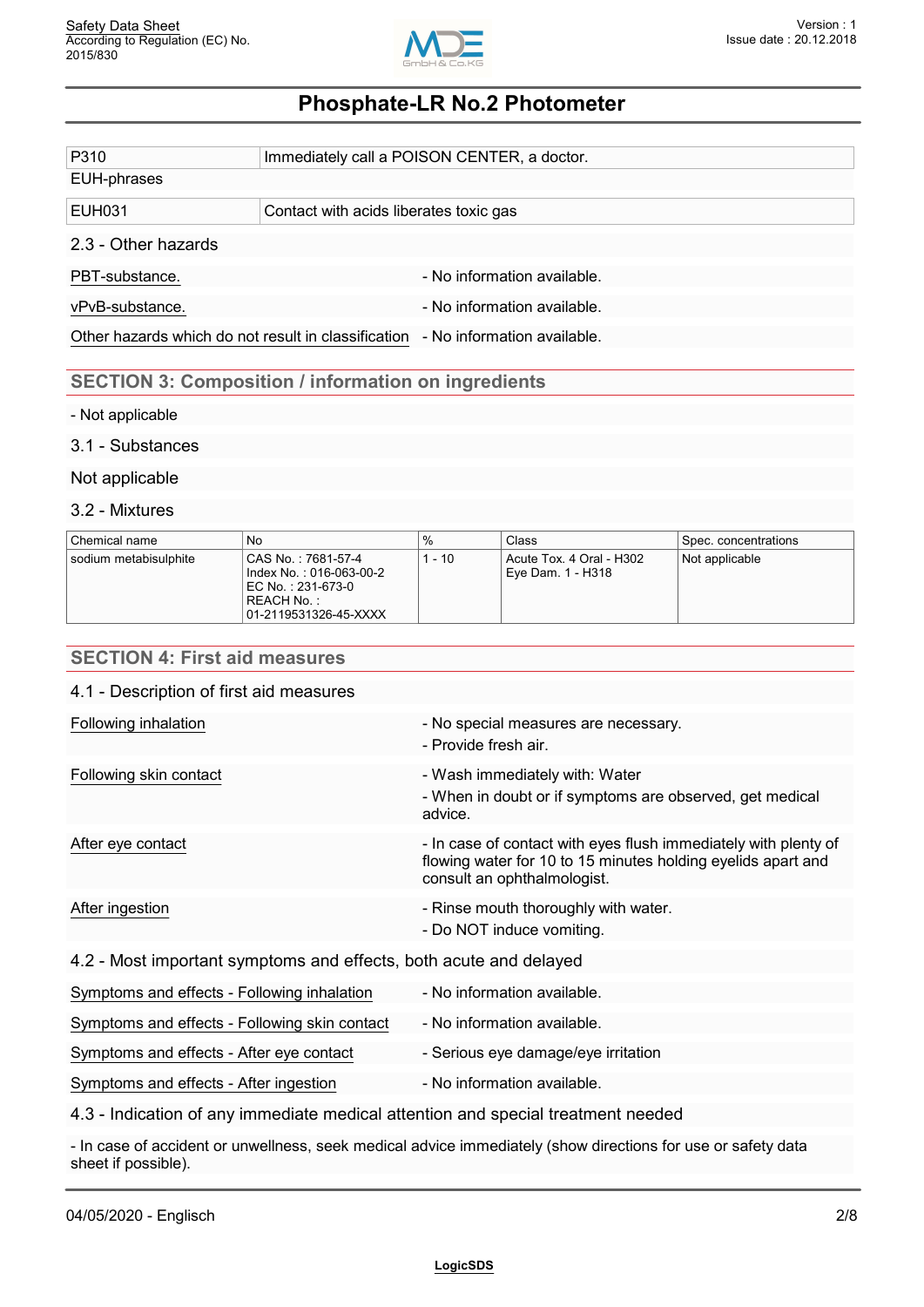| | |
|---|---|
| P310 | Immediately call a POISON CENTER, a doctor. |

EUH-phrases

| | |
|---|---|
| EUH031 | Contact with acids liberates toxic gas |

### 2.3 - Other hazards

| | |
|---|---|
| PBT-substance. | - No information available. |
| vPvB-substance. | - No information available. |
| Other hazards which do not result in classification | - No information available. |

## SECTION 3: Composition / information on ingredients

- Not applicable

### 3.1 - Substances

Not applicable

### 3.2 - Mixtures

| Chemical name | No | % | Class | Spec. concentrations |
|---|---|---|---|---|
| sodium metabisulphite | CAS No. : 7681-57-4<br>Index No. : 016-063-00-2<br>EC No. : 231-673-0<br>REACH No. :<br>01-2119531326-45-XXXX | 1 - 10 | Acute Tox. 4 Oral - H302<br>Eye Dam. 1 - H318 | Not applicable |

## SECTION 4: First aid measures

### 4.1 - Description of first aid measures

| | |
|---|---|
| Following inhalation | - No special measures are necessary.<br>- Provide fresh air. |
| Following skin contact | - Wash immediately with: Water<br>- When in doubt or if symptoms are observed, get medical advice. |
| After eye contact | - In case of contact with eyes flush immediately with plenty of flowing water for 10 to 15 minutes holding eyelids apart and consult an ophthalmologist. |
| After ingestion | - Rinse mouth thoroughly with water.<br>- Do NOT induce vomiting. |

### 4.2 - Most important symptoms and effects, both acute and delayed

| | |
|---|---|
| Symptoms and effects - Following inhalation | - No information available. |
| Symptoms and effects - Following skin contact | - No information available. |
| Symptoms and effects - After eye contact | - Serious eye damage/eye irritation |
| Symptoms and effects - After ingestion | - No information available. |

### 4.3 - Indication of any immediate medical attention and special treatment needed

- In case of accident or unwellness, seek medical advice immediately (show directions for use or safety data sheet if possible).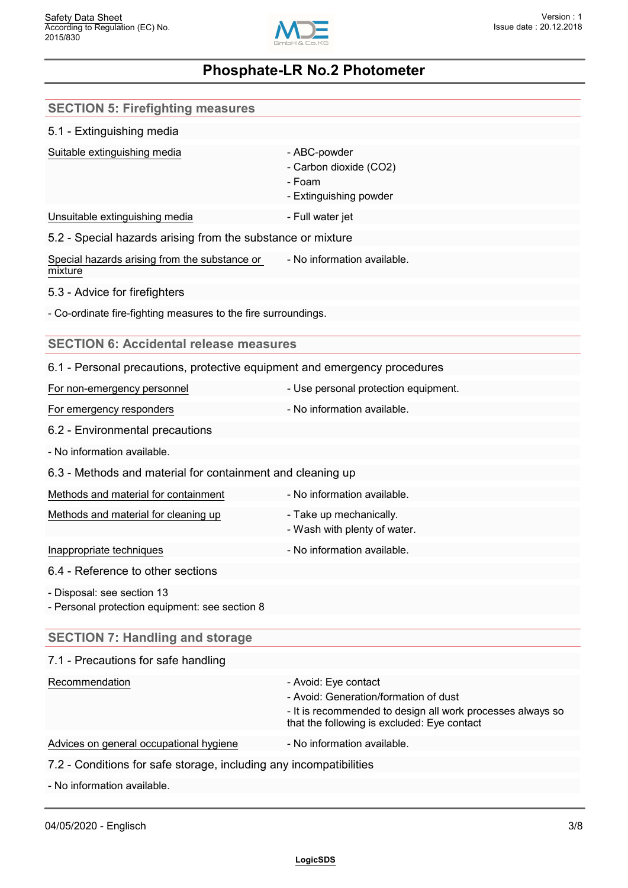# Phosphate-LR No.2 Photometer

## SECTION 5: Firefighting measures

### 5.1 - Extinguishing media

| | |
|---|---|
| Suitable extinguishing media | - ABC-powder<br>- Carbon dioxide (CO2)<br>- Foam<br>- Extinguishing powder |
| Unsuitable extinguishing media | - Full water jet |

### 5.2 - Special hazards arising from the substance or mixture

| | |
|---|---|
| Special hazards arising from the substance or mixture | - No information available. |

### 5.3 - Advice for firefighters

- Co-ordinate fire-fighting measures to the fire surroundings.

## SECTION 6: Accidental release measures

### 6.1 - Personal precautions, protective equipment and emergency procedures

| | |
|---|---|
| For non-emergency personnel | - Use personal protection equipment. |
| For emergency responders | - No information available. |

### 6.2 - Environmental precautions

- No information available.

### 6.3 - Methods and material for containment and cleaning up

| | |
|---|---|
| Methods and material for containment | - No information available. |
| Methods and material for cleaning up | - Take up mechanically.<br>- Wash with plenty of water. |
| Inappropriate techniques | - No information available. |

### 6.4 - Reference to other sections

- Disposal: see section 13
- Personal protection equipment: see section 8

## SECTION 7: Handling and storage

### 7.1 - Precautions for safe handling

| | |
|---|---|
| Recommendation | - Avoid: Eye contact<br>- Avoid: Generation/formation of dust<br>- It is recommended to design all work processes always so that the following is excluded: Eye contact |
| Advices on general occupational hygiene | - No information available. |

### 7.2 - Conditions for safe storage, including any incompatibilities

- No information available.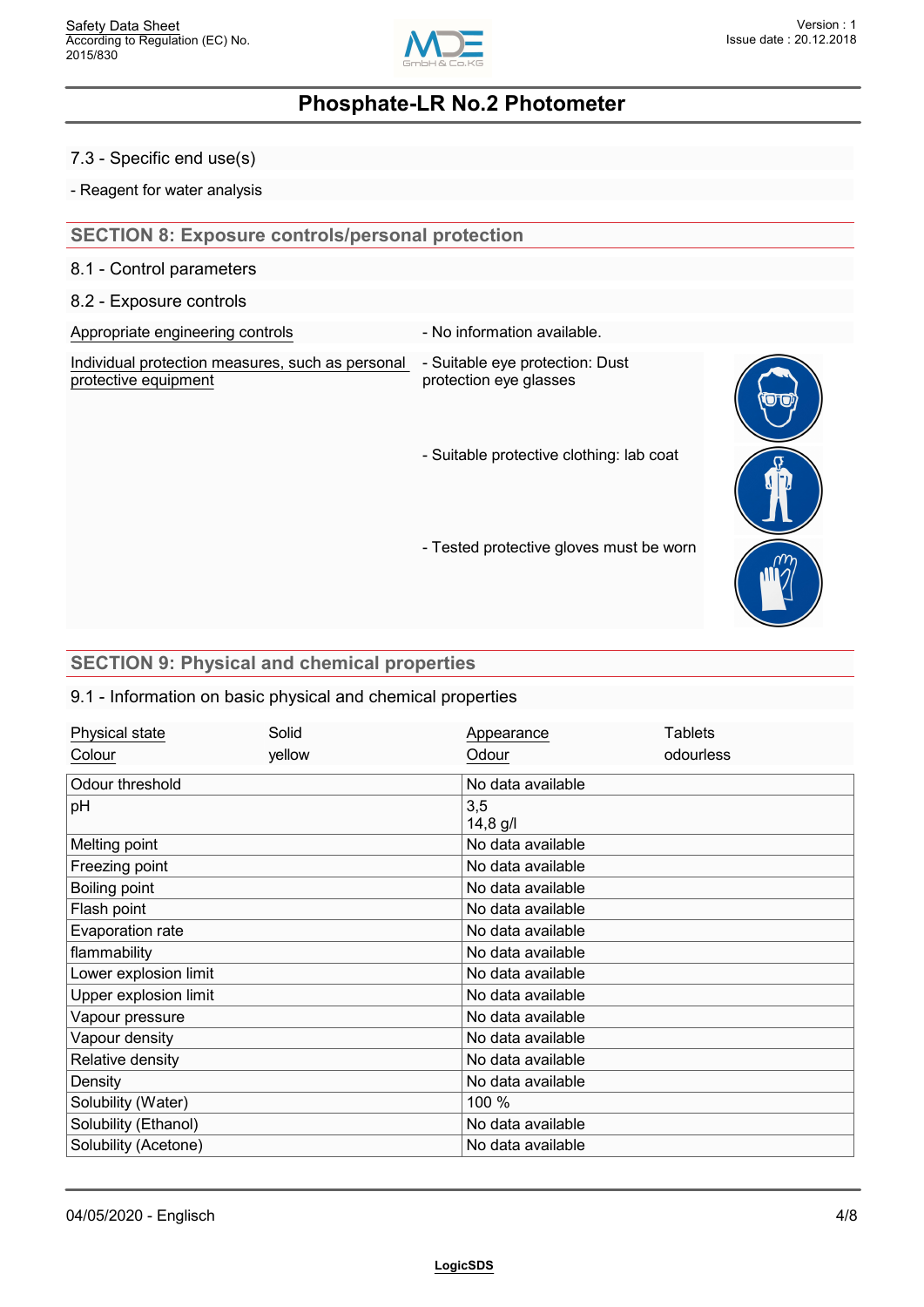7.3 - Specific end use(s)

- Reagent for water analysis

## SECTION 8: Exposure controls/personal protection

8.1 - Control parameters

8.2 - Exposure controls

| | |
|---|---|
| Appropriate engineering controls | - No information available. |
| Individual protection measures, such as personal protective equipment | - Suitable eye protection: Dust protection eye glasses<br>- Suitable protective clothing: lab coat<br>- Tested protective gloves must be worn |

## SECTION 9: Physical and chemical properties

9.1 - Information on basic physical and chemical properties

| | | | |
|---|---|---|---|
| Physical state | Solid | Appearance | Tablets |
| Colour | yellow | Odour | odourless |

| | |
|---|---|
| Odour threshold | No data available |
| pH | 3,5<br>14,8 g/l |
| Melting point | No data available |
| Freezing point | No data available |
| Boiling point | No data available |
| Flash point | No data available |
| Evaporation rate | No data available |
| flammability | No data available |
| Lower explosion limit | No data available |
| Upper explosion limit | No data available |
| Vapour pressure | No data available |
| Vapour density | No data available |
| Relative density | No data available |
| Density | No data available |
| Solubility (Water) | 100 % |
| Solubility (Ethanol) | No data available |
| Solubility (Acetone) | No data available |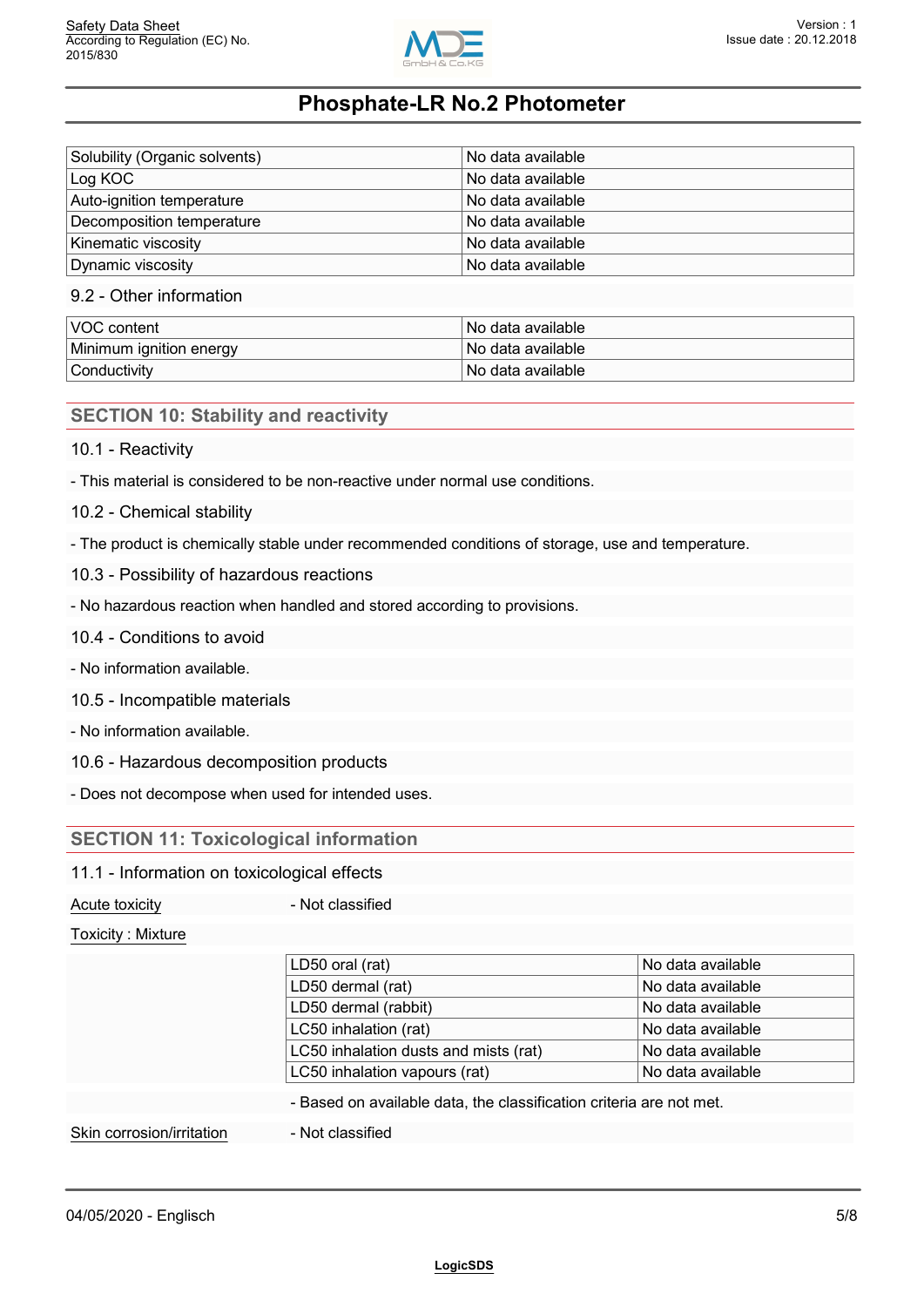| Solubility (Organic solvents) | No data available |
|---|---|
| Log KOC | No data available |
| Auto-ignition temperature | No data available |
| Decomposition temperature | No data available |
| Kinematic viscosity | No data available |
| Dynamic viscosity | No data available |

### 9.2 - Other information

| VOC content | No data available |
|---|---|
| Minimum ignition energy | No data available |
| Conductivity | No data available |

## SECTION 10: Stability and reactivity

### 10.1 - Reactivity

- This material is considered to be non-reactive under normal use conditions.

### 10.2 - Chemical stability

- The product is chemically stable under recommended conditions of storage, use and temperature.

### 10.3 - Possibility of hazardous reactions

- No hazardous reaction when handled and stored according to provisions.

### 10.4 - Conditions to avoid

- No information available.

### 10.5 - Incompatible materials

- No information available.

### 10.6 - Hazardous decomposition products

- Does not decompose when used for intended uses.

## SECTION 11: Toxicological information

### 11.1 - Information on toxicological effects

Acute toxicity - Not classified

Toxicity : Mixture

| LD50 oral (rat) | No data available |
|---|---|
| LD50 dermal (rat) | No data available |
| LD50 dermal (rabbit) | No data available |
| LC50 inhalation (rat) | No data available |
| LC50 inhalation dusts and mists (rat) | No data available |
| LC50 inhalation vapours (rat) | No data available |

- Based on available data, the classification criteria are not met.

Skin corrosion/irritation - Not classified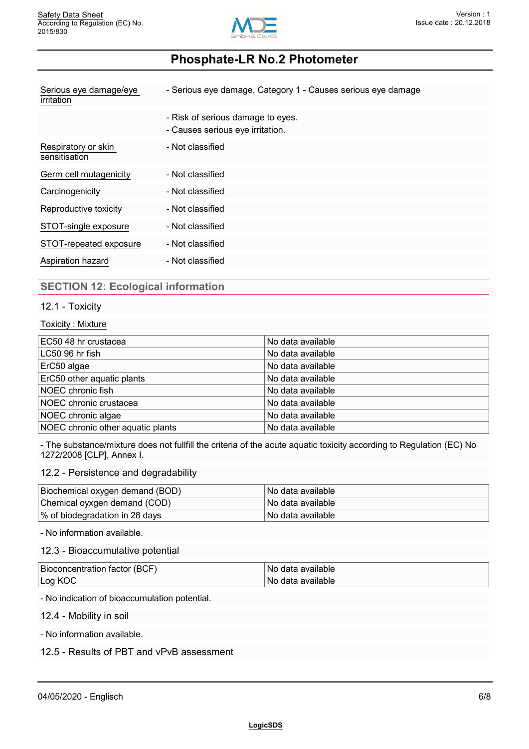| | |
|---|---|
| Serious eye damage/eye irritation | - Serious eye damage, Category 1 - Causes serious eye damage |
| | - Risk of serious damage to eyes.<br>- Causes serious eye irritation. |
| Respiratory or skin sensitisation | - Not classified |
| Germ cell mutagenicity | - Not classified |
| Carcinogenicity | - Not classified |
| Reproductive toxicity | - Not classified |
| STOT-single exposure | - Not classified |
| STOT-repeated exposure | - Not classified |
| Aspiration hazard | - Not classified |

## SECTION 12: Ecological information

### 12.1 - Toxicity

Toxicity : Mixture

| | |
|---|---|
| EC50 48 hr crustacea | No data available |
| LC50 96 hr fish | No data available |
| ErC50 algae | No data available |
| ErC50 other aquatic plants | No data available |
| NOEC chronic fish | No data available |
| NOEC chronic crustacea | No data available |
| NOEC chronic algae | No data available |
| NOEC chronic other aquatic plants | No data available |

- The substance/mixture does not fullfill the criteria of the acute aquatic toxicity according to Regulation (EC) No 1272/2008 [CLP], Annex I.

### 12.2 - Persistence and degradability

| | |
|---|---|
| Biochemical oxygen demand (BOD) | No data available |
| Chemical oxygen demand (COD) | No data available |
| % of biodegradation in 28 days | No data available |

- No information available.

### 12.3 - Bioaccumulative potential

| | |
|---|---|
| Bioconcentration factor (BCF) | No data available |
| Log KOC | No data available |

- No indication of bioaccumulation potential.

### 12.4 - Mobility in soil

- No information available.

### 12.5 - Results of PBT and vPvB assessment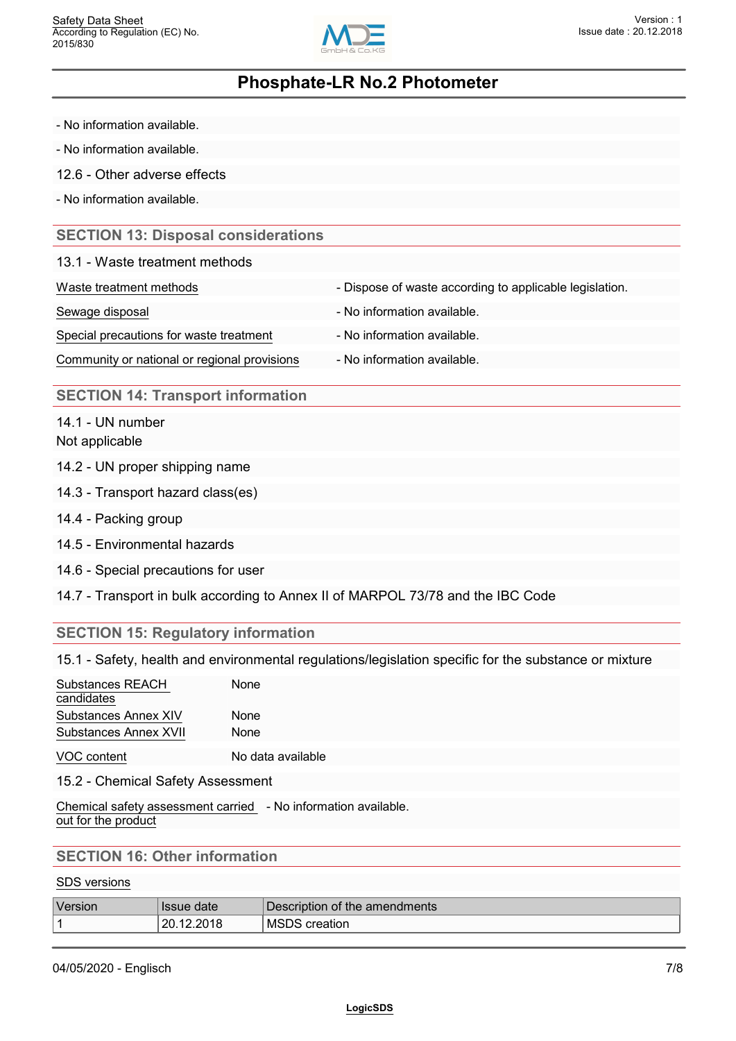- No information available.

- No information available.

12.6 - Other adverse effects

- No information available.

## SECTION 13: Disposal considerations

13.1 - Waste treatment methods

| | |
|---|---|
| Waste treatment methods | - Dispose of waste according to applicable legislation. |
| Sewage disposal | - No information available. |
| Special precautions for waste treatment | - No information available. |
| Community or national or regional provisions | - No information available. |

## SECTION 14: Transport information

14.1 - UN number

Not applicable

14.2 - UN proper shipping name

14.3 - Transport hazard class(es)

14.4 - Packing group

14.5 - Environmental hazards

14.6 - Special precautions for user

14.7 - Transport in bulk according to Annex II of MARPOL 73/78 and the IBC Code

## SECTION 15: Regulatory information

15.1 - Safety, health and environmental regulations/legislation specific for the substance or mixture

| | |
|---|---|
| Substances REACH candidates | None |
| Substances Annex XIV | None |
| Substances Annex XVII | None |
| VOC content | No data available |

15.2 - Chemical Safety Assessment

| | |
|---|---|
| Chemical safety assessment carried out for the product | - No information available. |

## SECTION 16: Other information

SDS versions

| Version | Issue date | Description of the amendments |
|---|---|---|
| 1 | 20.12.2018 | MSDS creation |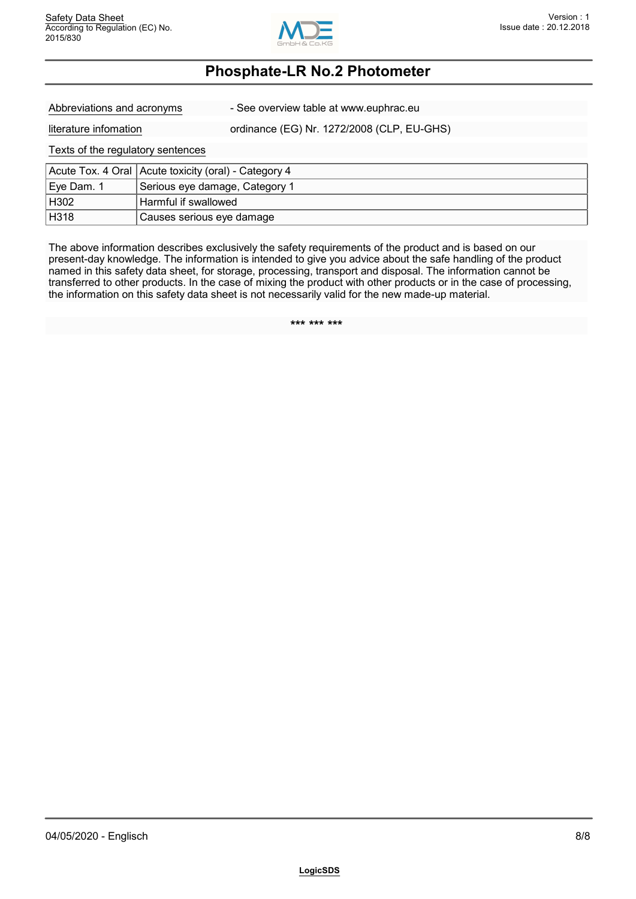Abbreviations and acronyms - See overview table at www.euphrac.eu

literature infomation ordinance (EG) Nr. 1272/2008 (CLP, EU-GHS)

Texts of the regulatory sentences

| | |
|---|---|
| Acute Tox. 4 Oral | Acute toxicity (oral) - Category 4 |
| Eye Dam. 1 | Serious eye damage, Category 1 |
| H302 | Harmful if swallowed |
| H318 | Causes serious eye damage |

The above information describes exclusively the safety requirements of the product and is based on our present-day knowledge. The information is intended to give you advice about the safe handling of the product named in this safety data sheet, for storage, processing, transport and disposal. The information cannot be transferred to other products. In the case of mixing the product with other products or in the case of processing, the information on this safety data sheet is not necessarily valid for the new made-up material.

*** *** ***